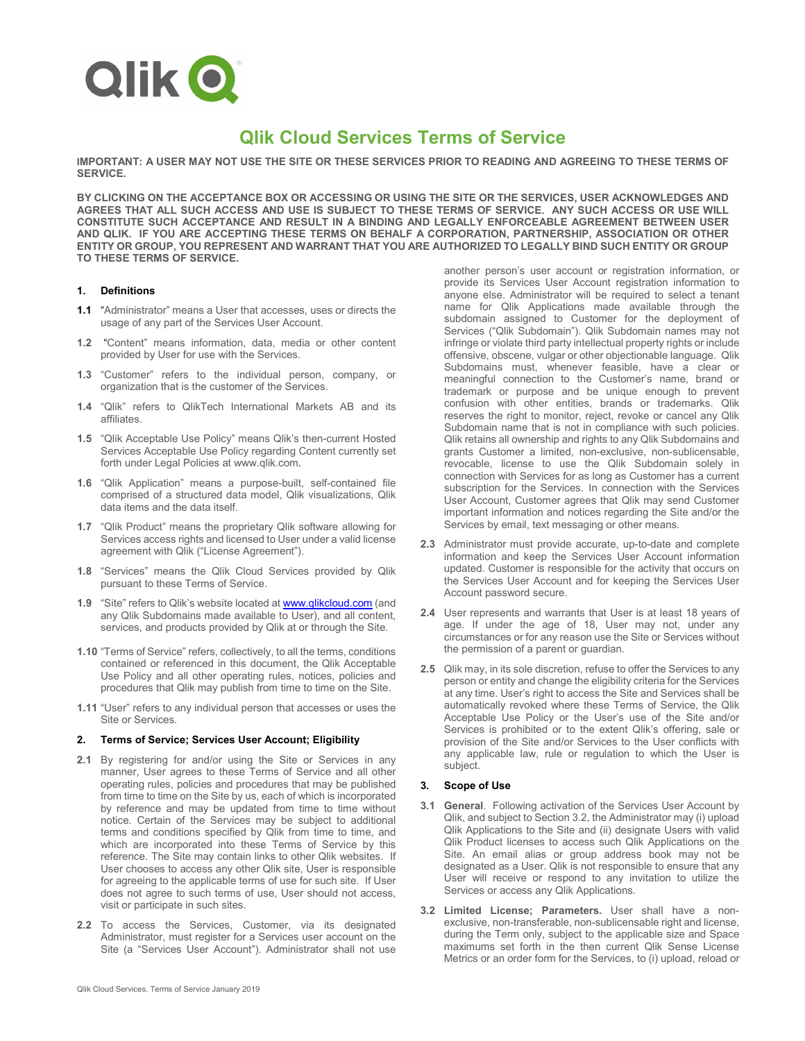Qlik

# Qlik Cloud Services Terms of Service

**IMPORTANT: A USER MAY NOT USE THE SITE OR THESE SERVICES PRIOR TO READING AND AGREEING TO THESE TERMS OF SERVICE.**

**BY CLICKING ON THE ACCEPTANCE BOX OR ACCESSING OR USING THE SITE OR THE SERVICES, USER ACKNOWLEDGES AND AGREES THAT ALL SUCH ACCESS AND USE IS SUBJECT TO THESE TERMS OF SERVICE. ANY SUCH ACCESS OR USE WILL CONSTITUTE SUCH ACCEPTANCE AND RESULT IN A BINDING AND LEGALLY ENFORCEABLE AGREEMENT BETWEEN USER AND QLIK. IF YOU ARE ACCEPTING THESE TERMS ON BEHALF A CORPORATION, PARTNERSHIP, ASSOCIATION OR OTHER ENTITY OR GROUP, YOU REPRESENT AND WARRANT THAT YOU ARE AUTHORIZED TO LEGALLY BIND SUCH ENTITY OR GROUP TO THESE TERMS OF SERVICE.**

## 1. Definitions

**1.1** "Administrator" means a User that accesses, uses or directs the usage of any part of the Services User Account.

**1.2** "Content" means information, data, media or other content provided by User for use with the Services.

**1.3** "Customer" refers to the individual person, company, or organization that is the customer of the Services.

**1.4** "Qlik" refers to QlikTech International Markets AB and its affiliates.

**1.5** "Qlik Acceptable Use Policy" means Qlik's then-current Hosted Services Acceptable Use Policy regarding Content currently set forth under Legal Policies at www.qlik.com.

**1.6** "Qlik Application" means a purpose-built, self-contained file comprised of a structured data model, Qlik visualizations, Qlik data items and the data itself.

**1.7** "Qlik Product" means the proprietary Qlik software allowing for Services access rights and licensed to User under a valid license agreement with Qlik ("License Agreement").

**1.8** "Services" means the Qlik Cloud Services provided by Qlik pursuant to these Terms of Service.

**1.9** "Site" refers to Qlik's website located at www.qlikcloud.com (and any Qlik Subdomains made available to User), and all content, services, and products provided by Qlik at or through the Site.

**1.10** "Terms of Service" refers, collectively, to all the terms, conditions contained or referenced in this document, the Qlik Acceptable Use Policy and all other operating rules, notices, policies and procedures that Qlik may publish from time to time on the Site.

**1.11** "User" refers to any individual person that accesses or uses the Site or Services.

## 2. Terms of Service; Services User Account; Eligibility

**2.1** By registering for and/or using the Site or Services in any manner, User agrees to these Terms of Service and all other operating rules, policies and procedures that may be published from time to time on the Site by us, each of which is incorporated by reference and may be updated from time to time without notice. Certain of the Services may be subject to additional terms and conditions specified by Qlik from time to time, and which are incorporated into these Terms of Service by this reference. The Site may contain links to other Qlik websites. If User chooses to access any other Qlik site, User is responsible for agreeing to the applicable terms of use for such site. If User does not agree to such terms of use, User should not access, visit or participate in such sites.

**2.2** To access the Services, Customer, via its designated Administrator, must register for a Services user account on the Site (a "Services User Account"). Administrator shall not use another person's user account or registration information, or provide its Services User Account registration information to anyone else. Administrator will be required to select a tenant name for Qlik Applications made available through the subdomain assigned to Customer for the deployment of Services ("Qlik Subdomain"). Qlik Subdomain names may not infringe or violate third party intellectual property rights or include offensive, obscene, vulgar or other objectionable language. Qlik Subdomains must, whenever feasible, have a clear or meaningful connection to the Customer's name, brand or trademark or purpose and be unique enough to prevent confusion with other entities, brands or trademarks. Qlik reserves the right to monitor, reject, revoke or cancel any Qlik Subdomain name that is not in compliance with such policies. Qlik retains all ownership and rights to any Qlik Subdomains and grants Customer a limited, non-exclusive, non-sublicensable, revocable, license to use the Qlik Subdomain solely in connection with Services for as long as Customer has a current subscription for the Services. In connection with the Services User Account, Customer agrees that Qlik may send Customer important information and notices regarding the Site and/or the Services by email, text messaging or other means.

**2.3** Administrator must provide accurate, up-to-date and complete information and keep the Services User Account information updated. Customer is responsible for the activity that occurs on the Services User Account and for keeping the Services User Account password secure.

**2.4** User represents and warrants that User is at least 18 years of age. If under the age of 18, User may not, under any circumstances or for any reason use the Site or Services without the permission of a parent or guardian.

**2.5** Qlik may, in its sole discretion, refuse to offer the Services to any person or entity and change the eligibility criteria for the Services at any time. User's right to access the Site and Services shall be automatically revoked where these Terms of Service, the Qlik Acceptable Use Policy or the User's use of the Site and/or Services is prohibited or to the extent Qlik's offering, sale or provision of the Site and/or Services to the User conflicts with any applicable law, rule or regulation to which the User is subject.

## 3. Scope of Use

**3.1** **General**. Following activation of the Services User Account by Qlik, and subject to Section 3.2, the Administrator may (i) upload Qlik Applications to the Site and (ii) designate Users with valid Qlik Product licenses to access such Qlik Applications on the Site. An email alias or group address book may not be designated as a User. Qlik is not responsible to ensure that any User will receive or respond to any invitation to utilize the Services or access any Qlik Applications.

**3.2** **Limited License; Parameters.** User shall have a non-exclusive, non-transferable, non-sublicensable right and license, during the Term only, subject to the applicable size and Space maximums set forth in the then current Qlik Sense License Metrics or an order form for the Services, to (i) upload, reload or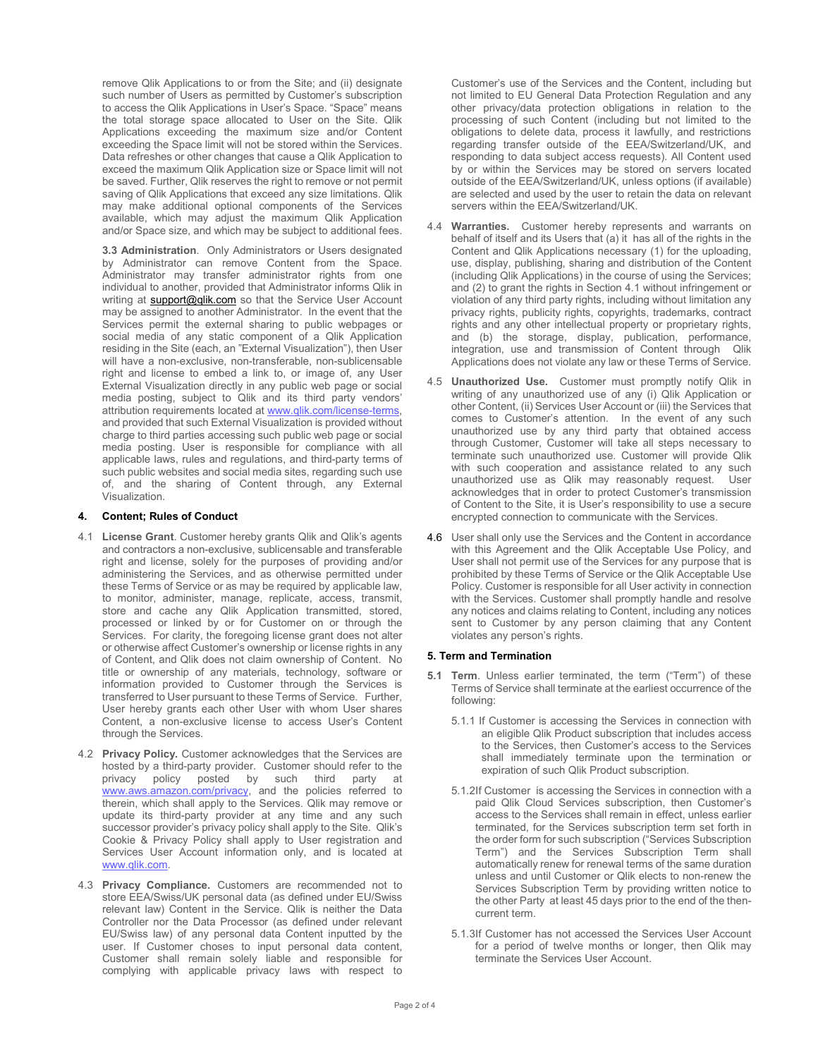remove Qlik Applications to or from the Site; and (ii) designate such number of Users as permitted by Customer's subscription to access the Qlik Applications in User's Space. "Space" means the total storage space allocated to User on the Site. Qlik Applications exceeding the maximum size and/or Content exceeding the Space limit will not be stored within the Services. Data refreshes or other changes that cause a Qlik Application to exceed the maximum Qlik Application size or Space limit will not be saved. Further, Qlik reserves the right to remove or not permit saving of Qlik Applications that exceed any size limitations. Qlik may make additional optional components of the Services available, which may adjust the maximum Qlik Application and/or Space size, and which may be subject to additional fees.

**3.3 Administration**. Only Administrators or Users designated by Administrator can remove Content from the Space. Administrator may transfer administrator rights from one individual to another, provided that Administrator informs Qlik in writing at support@qlik.com so that the Service User Account may be assigned to another Administrator. In the event that the Services permit the external sharing to public webpages or social media of any static component of a Qlik Application residing in the Site (each, an "External Visualization"), then User will have a non-exclusive, non-transferable, non-sublicensable right and license to embed a link to, or image of, any User External Visualization directly in any public web page or social media posting, subject to Qlik and its third party vendors' attribution requirements located at www.qlik.com/license-terms, and provided that such External Visualization is provided without charge to third parties accessing such public web page or social media posting. User is responsible for compliance with all applicable laws, rules and regulations, and third-party terms of such public websites and social media sites, regarding such use of, and the sharing of Content through, any External Visualization.

## 4. Content; Rules of Conduct

4.1 **License Grant**. Customer hereby grants Qlik and Qlik's agents and contractors a non-exclusive, sublicensable and transferable right and license, solely for the purposes of providing and/or administering the Services, and as otherwise permitted under these Terms of Service or as may be required by applicable law, to monitor, administer, manage, replicate, access, transmit, store and cache any Qlik Application transmitted, stored, processed or linked by or for Customer on or through the Services. For clarity, the foregoing license grant does not alter or otherwise affect Customer's ownership or license rights in any of Content, and Qlik does not claim ownership of Content. No title or ownership of any materials, technology, software or information provided to Customer through the Services is transferred to User pursuant to these Terms of Service. Further, User hereby grants each other User with whom User shares Content, a non-exclusive license to access User's Content through the Services.

4.2 **Privacy Policy.** Customer acknowledges that the Services are hosted by a third-party provider. Customer should refer to the privacy policy posted by such third party at www.aws.amazon.com/privacy, and the policies referred to therein, which shall apply to the Services. Qlik may remove or update its third-party provider at any time and any such successor provider's privacy policy shall apply to the Site. Qlik's Cookie & Privacy Policy shall apply to User registration and Services User Account information only, and is located at www.qlik.com.

4.3 **Privacy Compliance.** Customers are recommended not to store EEA/Swiss/UK personal data (as defined under EU/Swiss relevant law) Content in the Service. Qlik is neither the Data Controller nor the Data Processor (as defined under relevant EU/Swiss law) of any personal data Content inputted by the user. If Customer choses to input personal data content, Customer shall remain solely liable and responsible for complying with applicable privacy laws with respect to Customer's use of the Services and the Content, including but not limited to EU General Data Protection Regulation and any other privacy/data protection obligations in relation to the processing of such Content (including but not limited to the obligations to delete data, process it lawfully, and restrictions regarding transfer outside of the EEA/Switzerland/UK, and responding to data subject access requests). All Content used by or within the Services may be stored on servers located outside of the EEA/Switzerland/UK, unless options (if available) are selected and used by the user to retain the data on relevant servers within the EEA/Switzerland/UK.

4.4 **Warranties.** Customer hereby represents and warrants on behalf of itself and its Users that (a) it has all of the rights in the Content and Qlik Applications necessary (1) for the uploading, use, display, publishing, sharing and distribution of the Content (including Qlik Applications) in the course of using the Services; and (2) to grant the rights in Section 4.1 without infringement or violation of any third party rights, including without limitation any privacy rights, publicity rights, copyrights, trademarks, contract rights and any other intellectual property or proprietary rights, and (b) the storage, display, publication, performance, integration, use and transmission of Content through Qlik Applications does not violate any law or these Terms of Service.

4.5 **Unauthorized Use.** Customer must promptly notify Qlik in writing of any unauthorized use of any (i) Qlik Application or other Content, (ii) Services User Account or (iii) the Services that comes to Customer's attention. In the event of any such unauthorized use by any third party that obtained access through Customer, Customer will take all steps necessary to terminate such unauthorized use. Customer will provide Qlik with such cooperation and assistance related to any such unauthorized use as Qlik may reasonably request. User acknowledges that in order to protect Customer's transmission of Content to the Site, it is User's responsibility to use a secure encrypted connection to communicate with the Services.

4.6 User shall only use the Services and the Content in accordance with this Agreement and the Qlik Acceptable Use Policy, and User shall not permit use of the Services for any purpose that is prohibited by these Terms of Service or the Qlik Acceptable Use Policy. Customer is responsible for all User activity in connection with the Services. Customer shall promptly handle and resolve any notices and claims relating to Content, including any notices sent to Customer by any person claiming that any Content violates any person's rights.

## 5. Term and Termination

**5.1 Term**. Unless earlier terminated, the term ("Term") of these Terms of Service shall terminate at the earliest occurrence of the following:

5.1.1 If Customer is accessing the Services in connection with an eligible Qlik Product subscription that includes access to the Services, then Customer's access to the Services shall immediately terminate upon the termination or expiration of such Qlik Product subscription.

5.1.2 If Customer is accessing the Services in connection with a paid Qlik Cloud Services subscription, then Customer's access to the Services shall remain in effect, unless earlier terminated, for the Services subscription term set forth in the order form for such subscription ("Services Subscription Term") and the Services Subscription Term shall automatically renew for renewal terms of the same duration unless and until Customer or Qlik elects to non-renew the Services Subscription Term by providing written notice to the other Party at least 45 days prior to the end of the then-current term.

5.1.3 If Customer has not accessed the Services User Account for a period of twelve months or longer, then Qlik may terminate the Services User Account.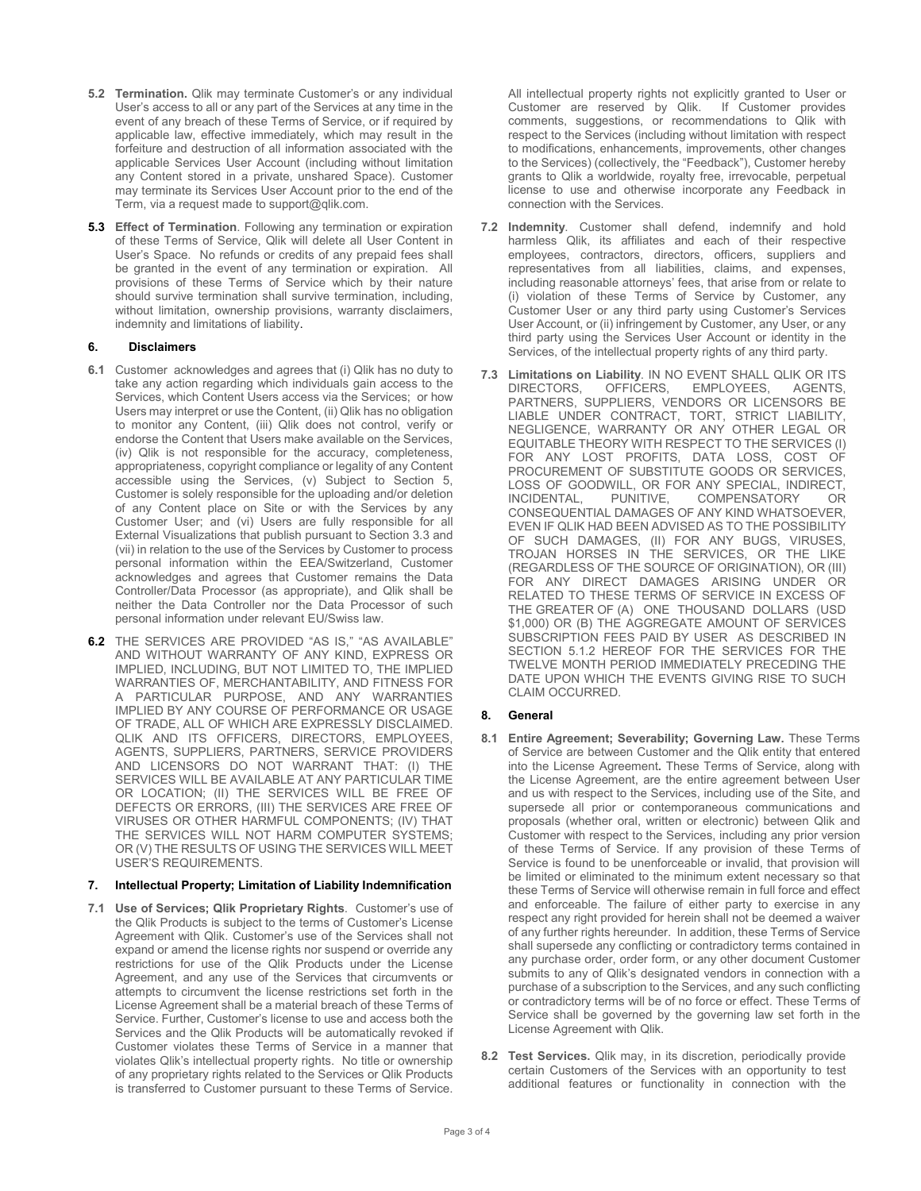**5.2 Termination.** Qlik may terminate Customer's or any individual User's access to all or any part of the Services at any time in the event of any breach of these Terms of Service, or if required by applicable law, effective immediately, which may result in the forfeiture and destruction of all information associated with the applicable Services User Account (including without limitation any Content stored in a private, unshared Space). Customer may terminate its Services User Account prior to the end of the Term, via a request made to support@qlik.com.

**5.3 Effect of Termination**. Following any termination or expiration of these Terms of Service, Qlik will delete all User Content in User's Space. No refunds or credits of any prepaid fees shall be granted in the event of any termination or expiration. All provisions of these Terms of Service which by their nature should survive termination shall survive termination, including, without limitation, ownership provisions, warranty disclaimers, indemnity and limitations of liability.

### 6. Disclaimers

**6.1** Customer acknowledges and agrees that (i) Qlik has no duty to take any action regarding which individuals gain access to the Services, which Content Users access via the Services; or how Users may interpret or use the Content, (ii) Qlik has no obligation to monitor any Content, (iii) Qlik does not control, verify or endorse the Content that Users make available on the Services, (iv) Qlik is not responsible for the accuracy, completeness, appropriateness, copyright compliance or legality of any Content accessible using the Services, (v) Subject to Section 5, Customer is solely responsible for the uploading and/or deletion of any Content place on Site or with the Services by any Customer User; and (vi) Users are fully responsible for all External Visualizations that publish pursuant to Section 3.3 and (vii) in relation to the use of the Services by Customer to process personal information within the EEA/Switzerland, Customer acknowledges and agrees that Customer remains the Data Controller/Data Processor (as appropriate), and Qlik shall be neither the Data Controller nor the Data Processor of such personal information under relevant EU/Swiss law.

**6.2** THE SERVICES ARE PROVIDED "AS IS," "AS AVAILABLE" AND WITHOUT WARRANTY OF ANY KIND, EXPRESS OR IMPLIED, INCLUDING, BUT NOT LIMITED TO, THE IMPLIED WARRANTIES OF, MERCHANTABILITY, AND FITNESS FOR A PARTICULAR PURPOSE, AND ANY WARRANTIES IMPLIED BY ANY COURSE OF PERFORMANCE OR USAGE OF TRADE, ALL OF WHICH ARE EXPRESSLY DISCLAIMED. QLIK AND ITS OFFICERS, DIRECTORS, EMPLOYEES, AGENTS, SUPPLIERS, PARTNERS, SERVICE PROVIDERS AND LICENSORS DO NOT WARRANT THAT: (I) THE SERVICES WILL BE AVAILABLE AT ANY PARTICULAR TIME OR LOCATION; (II) THE SERVICES WILL BE FREE OF DEFECTS OR ERRORS, (III) THE SERVICES ARE FREE OF VIRUSES OR OTHER HARMFUL COMPONENTS; (IV) THAT THE SERVICES WILL NOT HARM COMPUTER SYSTEMS; OR (V) THE RESULTS OF USING THE SERVICES WILL MEET USER'S REQUIREMENTS.

### 7. Intellectual Property; Limitation of Liability Indemnification

**7.1 Use of Services; Qlik Proprietary Rights**. Customer's use of the Qlik Products is subject to the terms of Customer's License Agreement with Qlik. Customer's use of the Services shall not expand or amend the license rights nor suspend or override any restrictions for use of the Qlik Products under the License Agreement, and any use of the Services that circumvents or attempts to circumvent the license restrictions set forth in the License Agreement shall be a material breach of these Terms of Service. Further, Customer's license to use and access both the Services and the Qlik Products will be automatically revoked if Customer violates these Terms of Service in a manner that violates Qlik's intellectual property rights. No title or ownership of any proprietary rights related to the Services or Qlik Products is transferred to Customer pursuant to these Terms of Service. All intellectual property rights not explicitly granted to User or Customer are reserved by Qlik. If Customer provides comments, suggestions, or recommendations to Qlik with respect to the Services (including without limitation with respect to modifications, enhancements, improvements, other changes to the Services) (collectively, the "Feedback"), Customer hereby grants to Qlik a worldwide, royalty free, irrevocable, perpetual license to use and otherwise incorporate any Feedback in connection with the Services.

**7.2 Indemnity**. Customer shall defend, indemnify and hold harmless Qlik, its affiliates and each of their respective employees, contractors, directors, officers, suppliers and representatives from all liabilities, claims, and expenses, including reasonable attorneys' fees, that arise from or relate to (i) violation of these Terms of Service by Customer, any Customer User or any third party using Customer's Services User Account, or (ii) infringement by Customer, any User, or any third party using the Services User Account or identity in the Services, of the intellectual property rights of any third party.

**7.3 Limitations on Liability**. IN NO EVENT SHALL QLIK OR ITS DIRECTORS, OFFICERS, EMPLOYEES, AGENTS, PARTNERS, SUPPLIERS, VENDORS OR LICENSORS BE LIABLE UNDER CONTRACT, TORT, STRICT LIABILITY, NEGLIGENCE, WARRANTY OR ANY OTHER LEGAL OR EQUITABLE THEORY WITH RESPECT TO THE SERVICES (I) FOR ANY LOST PROFITS, DATA LOSS, COST OF PROCUREMENT OF SUBSTITUTE GOODS OR SERVICES, LOSS OF GOODWILL, OR FOR ANY SPECIAL, INDIRECT, INCIDENTAL, PUNITIVE, COMPENSATORY OR CONSEQUENTIAL DAMAGES OF ANY KIND WHATSOEVER, EVEN IF QLIK HAD BEEN ADVISED AS TO THE POSSIBILITY OF SUCH DAMAGES, (II) FOR ANY BUGS, VIRUSES, TROJAN HORSES IN THE SERVICES, OR THE LIKE (REGARDLESS OF THE SOURCE OF ORIGINATION), OR (III) FOR ANY DIRECT DAMAGES ARISING UNDER OR RELATED TO THESE TERMS OF SERVICE IN EXCESS OF THE GREATER OF (A) ONE THOUSAND DOLLARS (USD $1,000) OR (B) THE AGGREGATE AMOUNT OF SERVICES SUBSCRIPTION FEES PAID BY USER AS DESCRIBED IN SECTION 5.1.2 HEREOF FOR THE SERVICES FOR THE TWELVE MONTH PERIOD IMMEDIATELY PRECEDING THE DATE UPON WHICH THE EVENTS GIVING RISE TO SUCH CLAIM OCCURRED.

### 8. General

**8.1 Entire Agreement; Severability; Governing Law.** These Terms of Service are between Customer and the Qlik entity that entered into the License Agreement**.** These Terms of Service, along with the License Agreement, are the entire agreement between User and us with respect to the Services, including use of the Site, and supersede all prior or contemporaneous communications and proposals (whether oral, written or electronic) between Qlik and Customer with respect to the Services, including any prior version of these Terms of Service. If any provision of these Terms of Service is found to be unenforceable or invalid, that provision will be limited or eliminated to the minimum extent necessary so that these Terms of Service will otherwise remain in full force and effect and enforceable. The failure of either party to exercise in any respect any right provided for herein shall not be deemed a waiver of any further rights hereunder. In addition, these Terms of Service shall supersede any conflicting or contradictory terms contained in any purchase order, order form, or any other document Customer submits to any of Qlik's designated vendors in connection with a purchase of a subscription to the Services, and any such conflicting or contradictory terms will be of no force or effect. These Terms of Service shall be governed by the governing law set forth in the License Agreement with Qlik.

**8.2 Test Services.** Qlik may, in its discretion, periodically provide certain Customers of the Services with an opportunity to test additional features or functionality in connection with the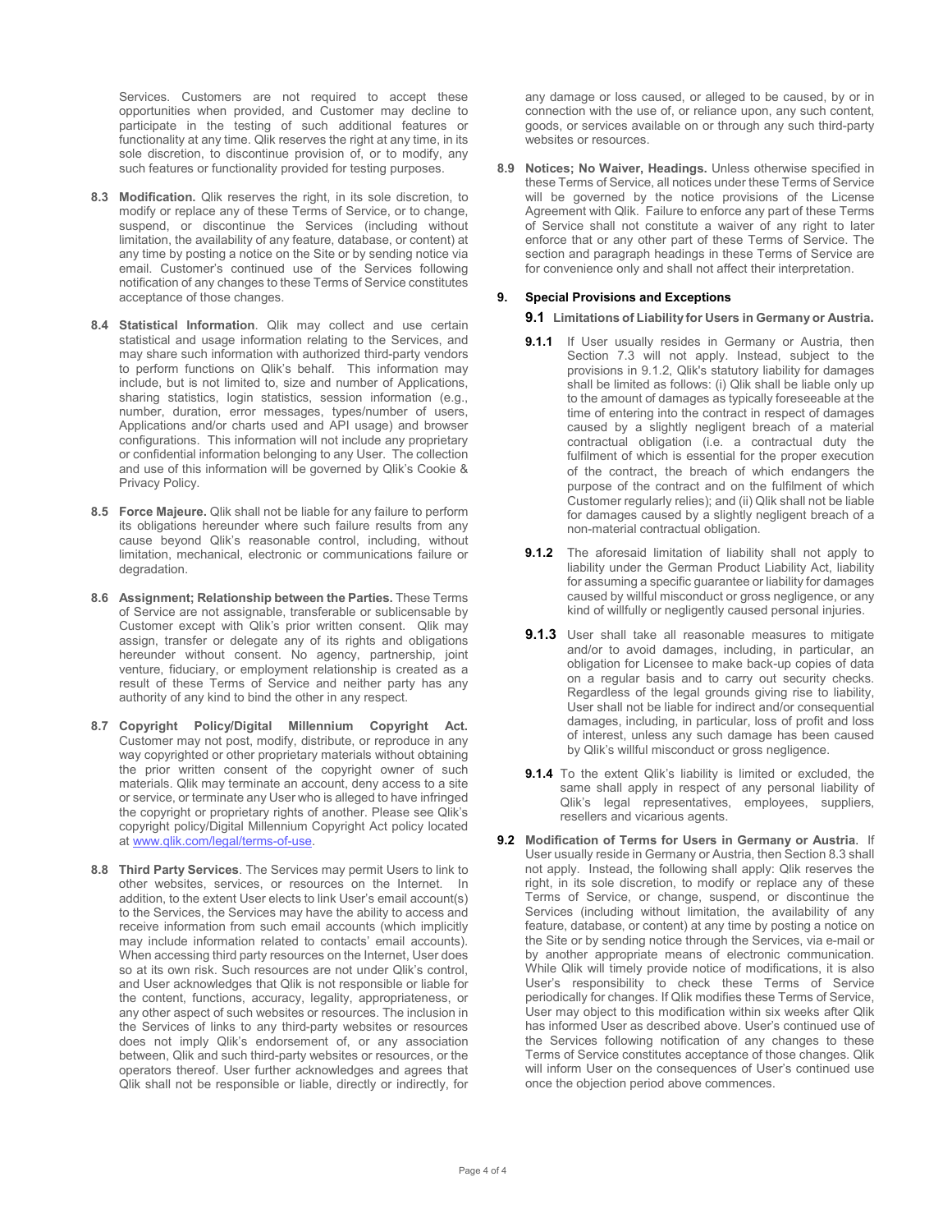Services. Customers are not required to accept these opportunities when provided, and Customer may decline to participate in the testing of such additional features or functionality at any time. Qlik reserves the right at any time, in its sole discretion, to discontinue provision of, or to modify, any such features or functionality provided for testing purposes.

**8.3 Modification.** Qlik reserves the right, in its sole discretion, to modify or replace any of these Terms of Service, or to change, suspend, or discontinue the Services (including without limitation, the availability of any feature, database, or content) at any time by posting a notice on the Site or by sending notice via email. Customer's continued use of the Services following notification of any changes to these Terms of Service constitutes acceptance of those changes.

**8.4 Statistical Information**. Qlik may collect and use certain statistical and usage information relating to the Services, and may share such information with authorized third-party vendors to perform functions on Qlik's behalf. This information may include, but is not limited to, size and number of Applications, sharing statistics, login statistics, session information (e.g., number, duration, error messages, types/number of users, Applications and/or charts used and API usage) and browser configurations. This information will not include any proprietary or confidential information belonging to any User. The collection and use of this information will be governed by Qlik's Cookie & Privacy Policy.

**8.5 Force Majeure.** Qlik shall not be liable for any failure to perform its obligations hereunder where such failure results from any cause beyond Qlik's reasonable control, including, without limitation, mechanical, electronic or communications failure or degradation.

**8.6 Assignment; Relationship between the Parties.** These Terms of Service are not assignable, transferable or sublicensable by Customer except with Qlik's prior written consent. Qlik may assign, transfer or delegate any of its rights and obligations hereunder without consent. No agency, partnership, joint venture, fiduciary, or employment relationship is created as a result of these Terms of Service and neither party has any authority of any kind to bind the other in any respect.

**8.7 Copyright Policy/Digital Millennium Copyright Act.** Customer may not post, modify, distribute, or reproduce in any way copyrighted or other proprietary materials without obtaining the prior written consent of the copyright owner of such materials. Qlik may terminate an account, deny access to a site or service, or terminate any User who is alleged to have infringed the copyright or proprietary rights of another. Please see Qlik's copyright policy/Digital Millennium Copyright Act policy located at www.qlik.com/legal/terms-of-use.

**8.8 Third Party Services**. The Services may permit Users to link to other websites, services, or resources on the Internet. In addition, to the extent User elects to link User's email account(s) to the Services, the Services may have the ability to access and receive information from such email accounts (which implicitly may include information related to contacts' email accounts). When accessing third party resources on the Internet, User does so at its own risk. Such resources are not under Qlik's control, and User acknowledges that Qlik is not responsible or liable for the content, functions, accuracy, legality, appropriateness, or any other aspect of such websites or resources. The inclusion in the Services of links to any third-party websites or resources does not imply Qlik's endorsement of, or any association between, Qlik and such third-party websites or resources, or the operators thereof. User further acknowledges and agrees that Qlik shall not be responsible or liable, directly or indirectly, for any damage or loss caused, or alleged to be caused, by or in connection with the use of, or reliance upon, any such content, goods, or services available on or through any such third-party websites or resources.

**8.9 Notices; No Waiver, Headings.** Unless otherwise specified in these Terms of Service, all notices under these Terms of Service will be governed by the notice provisions of the License Agreement with Qlik. Failure to enforce any part of these Terms of Service shall not constitute a waiver of any right to later enforce that or any other part of these Terms of Service. The section and paragraph headings in these Terms of Service are for convenience only and shall not affect their interpretation.

## 9. Special Provisions and Exceptions

### 9.1 Limitations of Liability for Users in Germany or Austria.

**9.1.1** If User usually resides in Germany or Austria, then Section 7.3 will not apply. Instead, subject to the provisions in 9.1.2, Qlik's statutory liability for damages shall be limited as follows: (i) Qlik shall be liable only up to the amount of damages as typically foreseeable at the time of entering into the contract in respect of damages caused by a slightly negligent breach of a material contractual obligation (i.e. a contractual duty the fulfilment of which is essential for the proper execution of the contract, the breach of which endangers the purpose of the contract and on the fulfilment of which Customer regularly relies); and (ii) Qlik shall not be liable for damages caused by a slightly negligent breach of a non-material contractual obligation.

**9.1.2** The aforesaid limitation of liability shall not apply to liability under the German Product Liability Act, liability for assuming a specific guarantee or liability for damages caused by willful misconduct or gross negligence, or any kind of willfully or negligently caused personal injuries.

**9.1.3** User shall take all reasonable measures to mitigate and/or to avoid damages, including, in particular, an obligation for Licensee to make back-up copies of data on a regular basis and to carry out security checks. Regardless of the legal grounds giving rise to liability, User shall not be liable for indirect and/or consequential damages, including, in particular, loss of profit and loss of interest, unless any such damage has been caused by Qlik's willful misconduct or gross negligence.

**9.1.4** To the extent Qlik's liability is limited or excluded, the same shall apply in respect of any personal liability of Qlik's legal representatives, employees, suppliers, resellers and vicarious agents.

**9.2 Modification of Terms for Users in Germany or Austria**. If User usually reside in Germany or Austria, then Section 8.3 shall not apply. Instead, the following shall apply: Qlik reserves the right, in its sole discretion, to modify or replace any of these Terms of Service, or change, suspend, or discontinue the Services (including without limitation, the availability of any feature, database, or content) at any time by posting a notice on the Site or by sending notice through the Services, via e-mail or by another appropriate means of electronic communication. While Qlik will timely provide notice of modifications, it is also User's responsibility to check these Terms of Service periodically for changes. If Qlik modifies these Terms of Service, User may object to this modification within six weeks after Qlik has informed User as described above. User's continued use of the Services following notification of any changes to these Terms of Service constitutes acceptance of those changes. Qlik will inform User on the consequences of User's continued use once the objection period above commences.